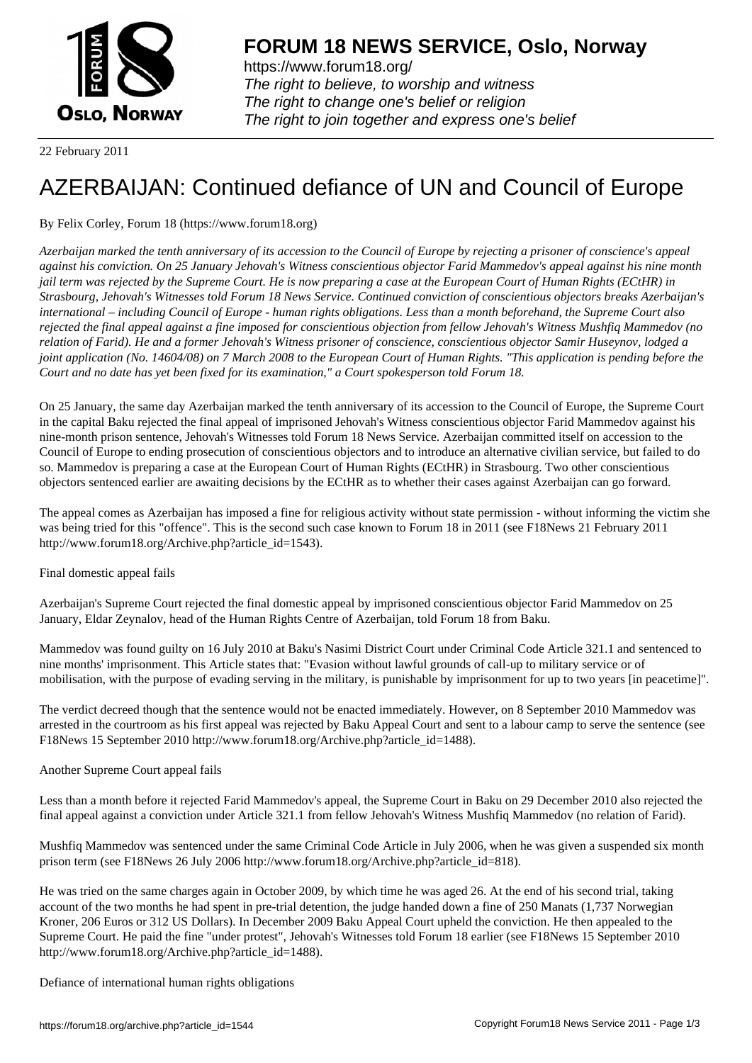# FORUM 18 NEWS SERVICE, Oslo, Norway

https://www.forum18.org/
*The right to believe, to worship and witness*
*The right to change one's belief or religion*
*The right to join together and express one's belief*

22 February 2011

# AZERBAIJAN: Continued defiance of UN and Council of Europe

By Felix Corley, Forum 18 (https://www.forum18.org)

*Azerbaijan marked the tenth anniversary of its accession to the Council of Europe by rejecting a prisoner of conscience's appeal against his conviction. On 25 January Jehovah's Witness conscientious objector Farid Mammedov's appeal against his nine month jail term was rejected by the Supreme Court. He is now preparing a case at the European Court of Human Rights (ECtHR) in Strasbourg, Jehovah's Witnesses told Forum 18 News Service. Continued conviction of conscientious objectors breaks Azerbaijan's international – including Council of Europe - human rights obligations. Less than a month beforehand, the Supreme Court also rejected the final appeal against a fine imposed for conscientious objection from fellow Jehovah's Witness Mushfiq Mammedov (no relation of Farid). He and a former Jehovah's Witness prisoner of conscience, conscientious objector Samir Huseynov, lodged a joint application (No. 14604/08) on 7 March 2008 to the European Court of Human Rights. "This application is pending before the Court and no date has yet been fixed for its examination," a Court spokesperson told Forum 18.*

On 25 January, the same day Azerbaijan marked the tenth anniversary of its accession to the Council of Europe, the Supreme Court in the capital Baku rejected the final appeal of imprisoned Jehovah's Witness conscientious objector Farid Mammedov against his nine-month prison sentence, Jehovah's Witnesses told Forum 18 News Service. Azerbaijan committed itself on accession to the Council of Europe to ending prosecution of conscientious objectors and to introduce an alternative civilian service, but failed to do so. Mammedov is preparing a case at the European Court of Human Rights (ECtHR) in Strasbourg. Two other conscientious objectors sentenced earlier are awaiting decisions by the ECtHR as to whether their cases against Azerbaijan can go forward.

The appeal comes as Azerbaijan has imposed a fine for religious activity without state permission - without informing the victim she was being tried for this "offence". This is the second such case known to Forum 18 in 2011 (see F18News 21 February 2011 http://www.forum18.org/Archive.php?article_id=1543).

## Final domestic appeal fails

Azerbaijan's Supreme Court rejected the final domestic appeal by imprisoned conscientious objector Farid Mammedov on 25 January, Eldar Zeynalov, head of the Human Rights Centre of Azerbaijan, told Forum 18 from Baku.

Mammedov was found guilty on 16 July 2010 at Baku's Nasimi District Court under Criminal Code Article 321.1 and sentenced to nine months' imprisonment. This Article states that: "Evasion without lawful grounds of call-up to military service or of mobilisation, with the purpose of evading serving in the military, is punishable by imprisonment for up to two years [in peacetime]".

The verdict decreed though that the sentence would not be enacted immediately. However, on 8 September 2010 Mammedov was arrested in the courtroom as his first appeal was rejected by Baku Appeal Court and sent to a labour camp to serve the sentence (see F18News 15 September 2010 http://www.forum18.org/Archive.php?article_id=1488).

## Another Supreme Court appeal fails

Less than a month before it rejected Farid Mammedov's appeal, the Supreme Court in Baku on 29 December 2010 also rejected the final appeal against a conviction under Article 321.1 from fellow Jehovah's Witness Mushfiq Mammedov (no relation of Farid).

Mushfiq Mammedov was sentenced under the same Criminal Code Article in July 2006, when he was given a suspended six month prison term (see F18News 26 July 2006 http://www.forum18.org/Archive.php?article_id=818).

He was tried on the same charges again in October 2009, by which time he was aged 26. At the end of his second trial, taking account of the two months he had spent in pre-trial detention, the judge handed down a fine of 250 Manats (1,737 Norwegian Kroner, 206 Euros or 312 US Dollars). In December 2009 Baku Appeal Court upheld the conviction. He then appealed to the Supreme Court. He paid the fine "under protest", Jehovah's Witnesses told Forum 18 earlier (see F18News 15 September 2010 http://www.forum18.org/Archive.php?article_id=1488).

## Defiance of international human rights obligations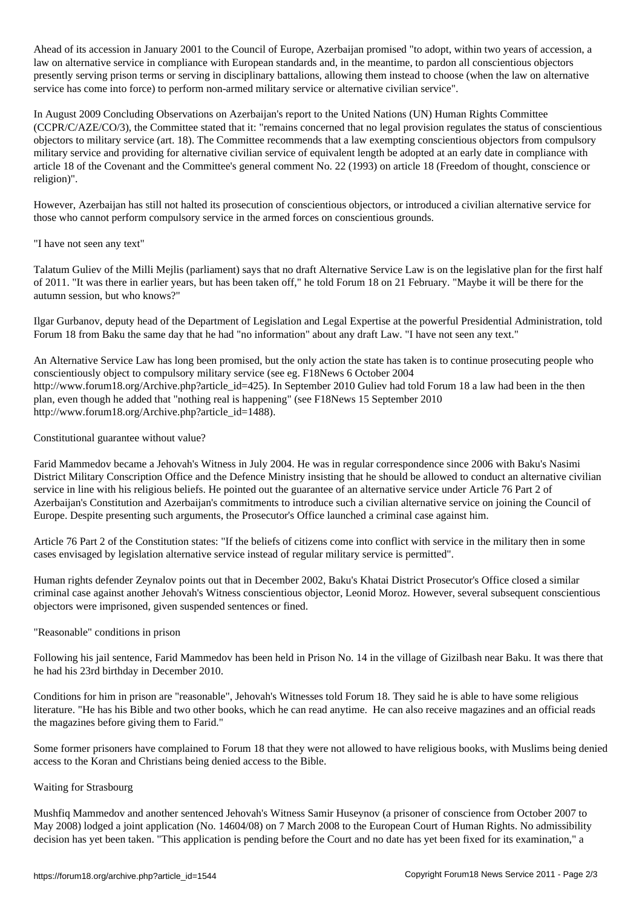Ahead of its accession in January 2001 to the Council of Europe, Azerbaijan promised "to adopt, within two years of accession, a law on alternative service in compliance with European standards and, in the meantime, to pardon all conscientious objectors presently serving prison terms or serving in disciplinary battalions, allowing them instead to choose (when the law on alternative service has come into force) to perform non-armed military service or alternative civilian service".

In August 2009 Concluding Observations on Azerbaijan's report to the United Nations (UN) Human Rights Committee (CCPR/C/AZE/CO/3), the Committee stated that it: "remains concerned that no legal provision regulates the status of conscientious objectors to military service (art. 18). The Committee recommends that a law exempting conscientious objectors from compulsory military service and providing for alternative civilian service of equivalent length be adopted at an early date in compliance with article 18 of the Covenant and the Committee's general comment No. 22 (1993) on article 18 (Freedom of thought, conscience or religion)".

However, Azerbaijan has still not halted its prosecution of conscientious objectors, or introduced a civilian alternative service for those who cannot perform compulsory service in the armed forces on conscientious grounds.

## "I have not seen any text"

Talatum Guliev of the Milli Mejlis (parliament) says that no draft Alternative Service Law is on the legislative plan for the first half of 2011. "It was there in earlier years, but has been taken off," he told Forum 18 on 21 February. "Maybe it will be there for the autumn session, but who knows?"

Ilgar Gurbanov, deputy head of the Department of Legislation and Legal Expertise at the powerful Presidential Administration, told Forum 18 from Baku the same day that he had "no information" about any draft Law. "I have not seen any text."

An Alternative Service Law has long been promised, but the only action the state has taken is to continue prosecuting people who conscientiously object to compulsory military service (see eg. F18News 6 October 2004 http://www.forum18.org/Archive.php?article_id=425). In September 2010 Guliev had told Forum 18 a law had been in the then plan, even though he added that "nothing real is happening" (see F18News 15 September 2010 http://www.forum18.org/Archive.php?article_id=1488).

## Constitutional guarantee without value?

Farid Mammedov became a Jehovah's Witness in July 2004. He was in regular correspondence since 2006 with Baku's Nasimi District Military Conscription Office and the Defence Ministry insisting that he should be allowed to conduct an alternative civilian service in line with his religious beliefs. He pointed out the guarantee of an alternative service under Article 76 Part 2 of Azerbaijan's Constitution and Azerbaijan's commitments to introduce such a civilian alternative service on joining the Council of Europe. Despite presenting such arguments, the Prosecutor's Office launched a criminal case against him.

Article 76 Part 2 of the Constitution states: "If the beliefs of citizens come into conflict with service in the military then in some cases envisaged by legislation alternative service instead of regular military service is permitted".

Human rights defender Zeynalov points out that in December 2002, Baku's Khatai District Prosecutor's Office closed a similar criminal case against another Jehovah's Witness conscientious objector, Leonid Moroz. However, several subsequent conscientious objectors were imprisoned, given suspended sentences or fined.

## "Reasonable" conditions in prison

Following his jail sentence, Farid Mammedov has been held in Prison No. 14 in the village of Gizilbash near Baku. It was there that he had his 23rd birthday in December 2010.

Conditions for him in prison are "reasonable", Jehovah's Witnesses told Forum 18. They said he is able to have some religious literature. "He has his Bible and two other books, which he can read anytime. He can also receive magazines and an official reads the magazines before giving them to Farid."

Some former prisoners have complained to Forum 18 that they were not allowed to have religious books, with Muslims being denied access to the Koran and Christians being denied access to the Bible.

## Waiting for Strasbourg

Mushfiq Mammedov and another sentenced Jehovah's Witness Samir Huseynov (a prisoner of conscience from October 2007 to May 2008) lodged a joint application (No. 14604/08) on 7 March 2008 to the European Court of Human Rights. No admissibility decision has yet been taken. "This application is pending before the Court and no date has yet been fixed for its examination," a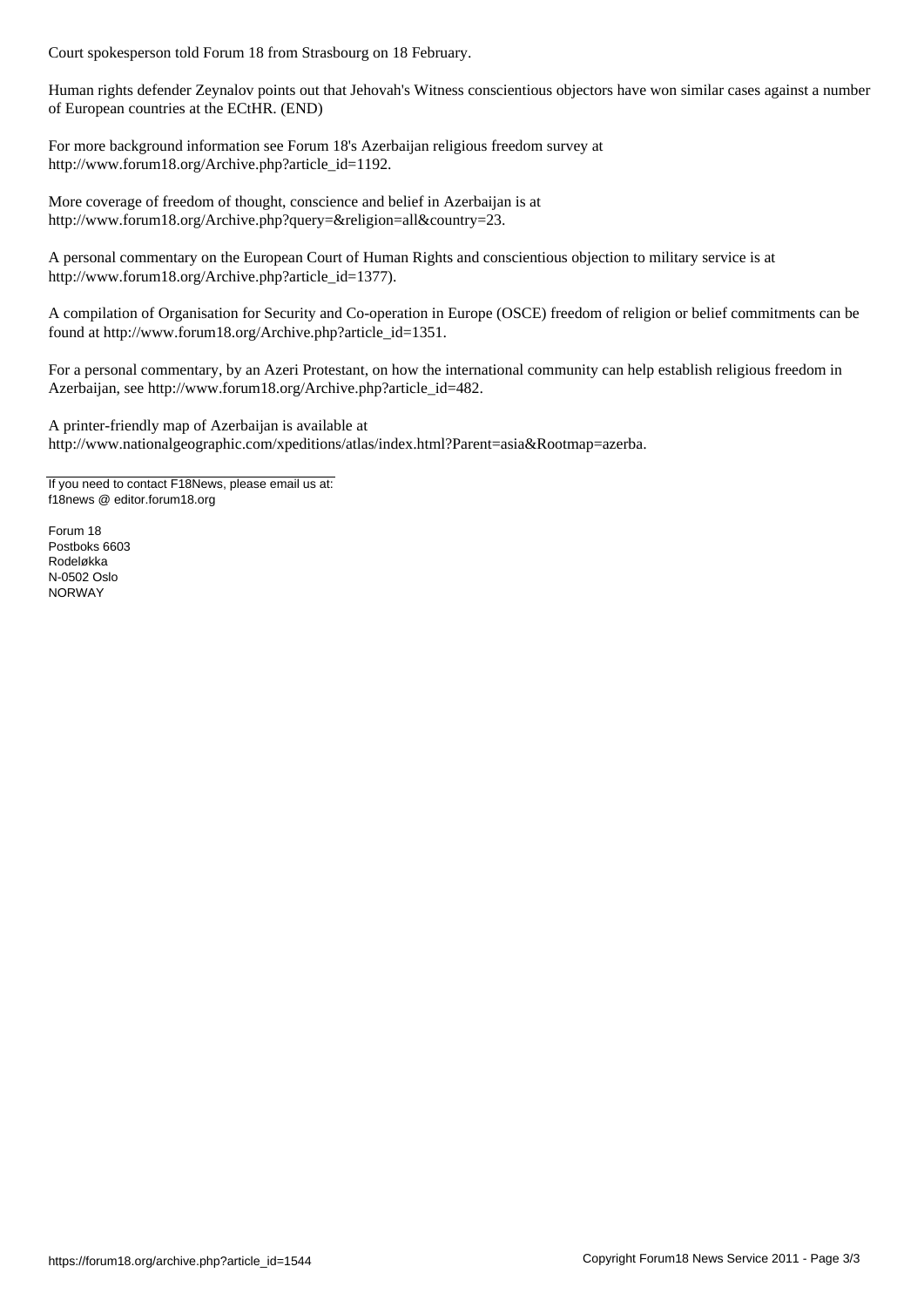Court spokesperson told Forum 18 from Strasbourg on 18 February.

Human rights defender Zeynalov points out that Jehovah's Witness conscientious objectors have won similar cases against a number of European countries at the ECtHR. (END)

For more background information see Forum 18's Azerbaijan religious freedom survey at http://www.forum18.org/Archive.php?article_id=1192.

More coverage of freedom of thought, conscience and belief in Azerbaijan is at http://www.forum18.org/Archive.php?query=&religion=all&country=23.

A personal commentary on the European Court of Human Rights and conscientious objection to military service is at http://www.forum18.org/Archive.php?article_id=1377).

A compilation of Organisation for Security and Co-operation in Europe (OSCE) freedom of religion or belief commitments can be found at http://www.forum18.org/Archive.php?article_id=1351.

For a personal commentary, by an Azeri Protestant, on how the international community can help establish religious freedom in Azerbaijan, see http://www.forum18.org/Archive.php?article_id=482.

A printer-friendly map of Azerbaijan is available at http://www.nationalgeographic.com/xpeditions/atlas/index.html?Parent=asia&Rootmap=azerba.

If you need to contact F18News, please email us at:
f18news @ editor.forum18.org

Forum 18
Postboks 6603
Rodeløkka
N-0502 Oslo
NORWAY